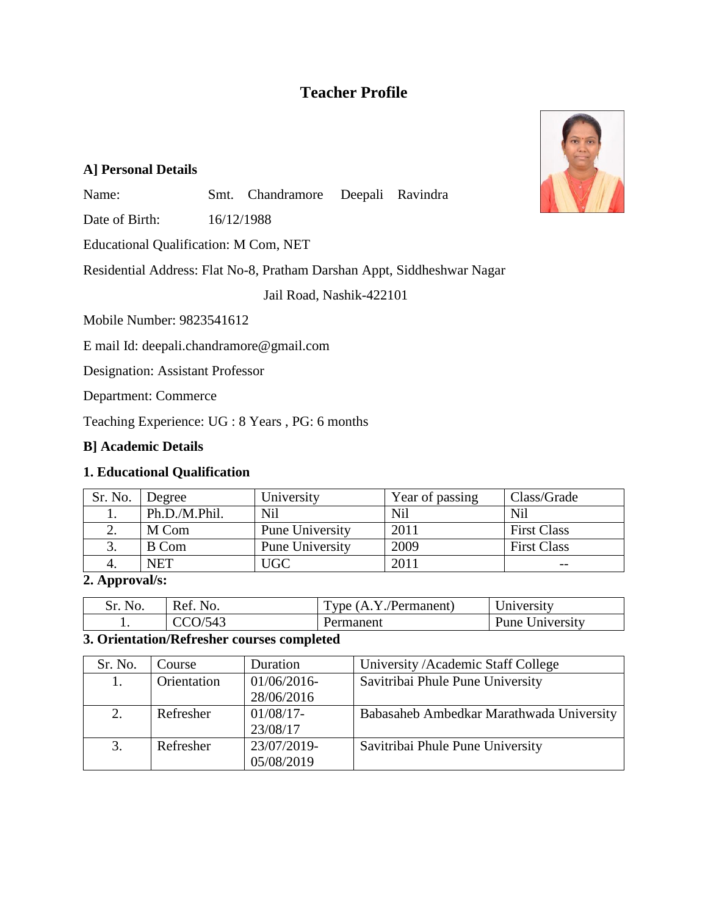# Teacher Profile

**A] Personal Details**

Name: Smt. Chandramore Deepali Ravindra

Date of Birth: 16/12/1988

Educational Qualification: M Com, NET

Residential Address: Flat No-8, Pratham Darshan Appt, Siddheshwar Nagar

Jail Road, Nashik-422101

Mobile Number: 9823541612

E mail Id: deepali.chandramore@gmail.com

Designation: Assistant Professor

Department: Commerce

Teaching Experience: UG : 8 Years , PG: 6 months

**B] Academic Details**

**1. Educational Qualification**

| Sr. No. | Degree | University | Year of passing | Class/Grade |
|---|---|---|---|---|
| 1. | Ph.D./M.Phil. | Nil | Nil | Nil |
| 2. | M Com | Pune University | 2011 | First Class |
| 3. | B Com | Pune University | 2009 | First Class |
| 4. | NET | UGC | 2011 | -- |

**2. Approval/s:**

| Sr. No. | Ref. No. | Type (A.Y./Permanent) | University |
|---|---|---|---|
| 1. | CCO/543 | Permanent | Pune University |

**3. Orientation/Refresher courses completed**

| Sr. No. | Course | Duration | University /Academic Staff College |
|---|---|---|---|
| 1. | Orientation | 01/06/2016-28/06/2016 | Savitribai Phule Pune University |
| 2. | Refresher | 01/08/17-23/08/17 | Babasaheb Ambedkar Marathwada University |
| 3. | Refresher | 23/07/2019-05/08/2019 | Savitribai Phule Pune University |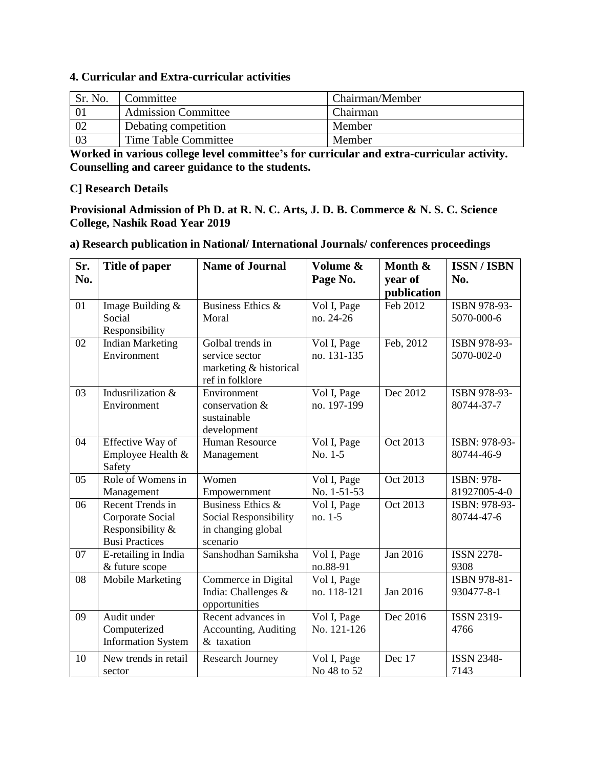### 4. Curricular and Extra-curricular activities

| Sr. No. | Committee | Chairman/Member |
|---|---|---|
| 01 | Admission Committee | Chairman |
| 02 | Debating competition | Member |
| 03 | Time Table Committee | Member |

**Worked in various college level committee's for curricular and extra-curricular activity. Counselling and career guidance to the students.**

### C] Research Details

**Provisional Admission of Ph D. at R. N. C. Arts, J. D. B. Commerce & N. S. C. Science College, Nashik Road Year 2019**

**a) Research publication in National/ International Journals/ conferences proceedings**

| Sr. No. | Title of paper | Name of Journal | Volume & Page No. | Month & year of publication | ISSN / ISBN No. |
|---|---|---|---|---|---|
| 01 | Image Building & Social Responsibility | Business Ethics & Moral | Vol I, Page no. 24-26 | Feb 2012 | ISBN 978-93-5070-000-6 |
| 02 | Indian Marketing Environment | Golbal trends in service sector marketing & historical ref in folklore | Vol I, Page no. 131-135 | Feb, 2012 | ISBN 978-93-5070-002-0 |
| 03 | Indusrilization & Environment | Environment conservation & sustainable development | Vol I, Page no. 197-199 | Dec 2012 | ISBN 978-93-80744-37-7 |
| 04 | Effective Way of Employee Health & Safety | Human Resource Management | Vol I, Page No. 1-5 | Oct 2013 | ISBN: 978-93-80744-46-9 |
| 05 | Role of Womens in Management | Women Empowernment | Vol I, Page No. 1-51-53 | Oct 2013 | ISBN: 978-81927005-4-0 |
| 06 | Recent Trends in Corporate Social Responsibility & Busi Practices | Business Ethics & Social Responsibility in changing global scenario | Vol I, Page no. 1-5 | Oct 2013 | ISBN: 978-93-80744-47-6 |
| 07 | E-retailing in India & future scope | Sanshodhan Samiksha | Vol I, Page no.88-91 | Jan 2016 | ISSN 2278-9308 |
| 08 | Mobile Marketing | Commerce in Digital India: Challenges & opportunities | Vol I, Page no. 118-121 | Jan 2016 | ISBN 978-81-930477-8-1 |
| 09 | Audit under Computerized Information System | Recent advances in Accounting, Auditing & taxation | Vol I, Page No. 121-126 | Dec 2016 | ISSN 2319-4766 |
| 10 | New trends in retail sector | Research Journey | Vol I, Page No 48 to 52 | Dec 17 | ISSN 2348-7143 |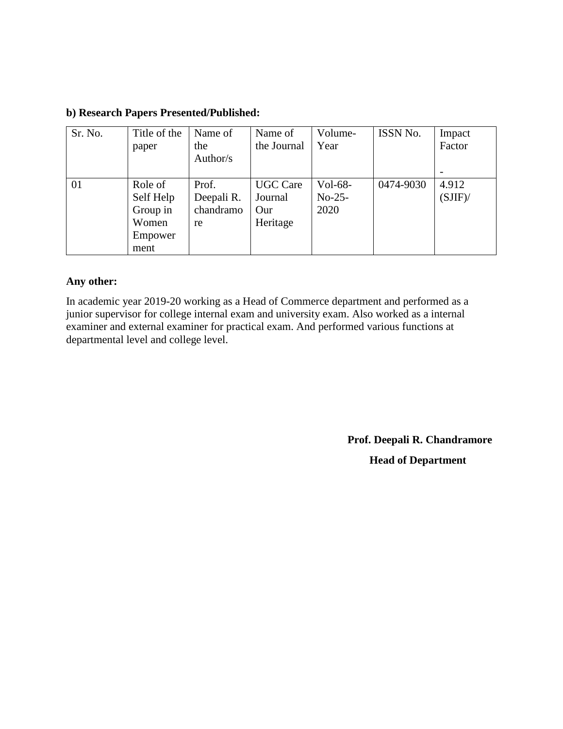**b) Research Papers Presented/Published:**

| Sr. No. | Title of the paper | Name of the Author/s | Name of the Journal | Volume-Year | ISSN No. | Impact Factor<br>- |
|---|---|---|---|---|---|---|
| 01 | Role of Self Help Group in Women Empowerment | Prof. Deepali R. chandramore | UGC Care Journal Our Heritage | Vol-68-No-25-2020 | 0474-9030 | 4.912 (SJIF)/ |

**Any other:**

In academic year 2019-20 working as a Head of Commerce department and performed as a junior supervisor for college internal exam and university exam. Also worked as a internal examiner and external examiner for practical exam. And performed various functions at departmental level and college level.

**Prof. Deepali R. Chandramore**

**Head of Department**